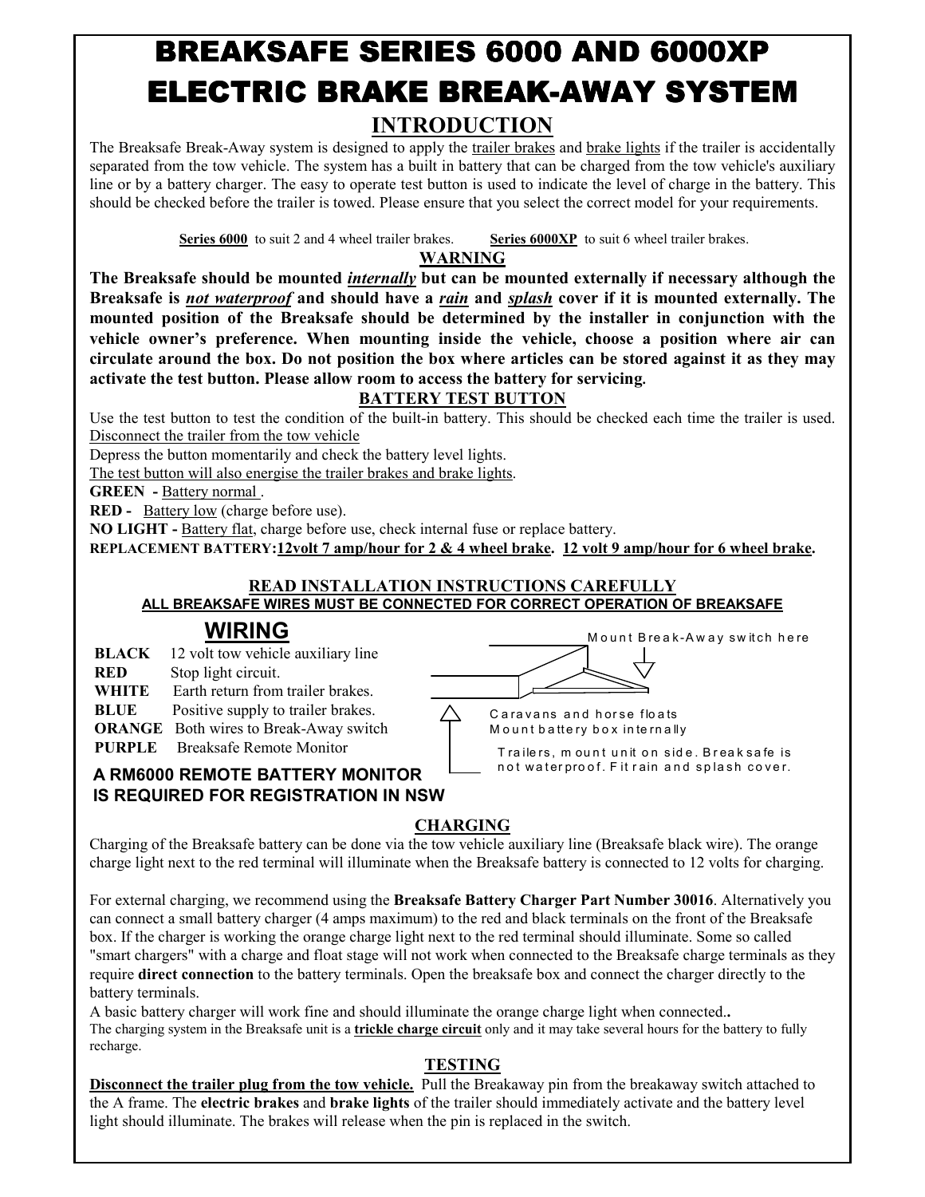# BREAKSAFE SERIES 6000 AND 6000XP ELECTRIC BRAKE BREAK-AWAY SYSTEM

## INTRODUCTION

The Breaksafe Break-Away system is designed to apply the trailer brakes and brake lights if the trailer is accidentally separated from the tow vehicle. The system has a built in battery that can be charged from the tow vehicle's auxiliary line or by a battery charger. The easy to operate test button is used to indicate the level of charge in the battery. This should be checked before the trailer is towed. Please ensure that you select the correct model for your requirements.

**Series 6000** to suit 2 and 4 wheel trailer brakes. **Series 6000XP** to suit 6 wheel trailer brakes.

### WARNING

**The Breaksafe should be mounted *internally* but can be mounted externally if necessary although the Breaksafe is *not waterproof* and should have a *rain* and *splash* cover if it is mounted externally. The mounted position of the Breaksafe should be determined by the installer in conjunction with the vehicle owner's preference. When mounting inside the vehicle, choose a position where air can circulate around the box. Do not position the box where articles can be stored against it as they may activate the test button. Please allow room to access the battery for servicing.**

### BATTERY TEST BUTTON

Use the test button to test the condition of the built-in battery. This should be checked each time the trailer is used.
Disconnect the trailer from the tow vehicle
Depress the button momentarily and check the battery level lights.
The test button will also energise the trailer brakes and brake lights.

**GREEN -** Battery normal .
**RED -** Battery low (charge before use).
**NO LIGHT -** Battery flat, charge before use, check internal fuse or replace battery.

**REPLACEMENT BATTERY:12volt 7 amp/hour for 2 & 4 wheel brake. 12 volt 9 amp/hour for 6 wheel brake.**

**READ INSTALLATION INSTRUCTIONS CAREFULLY**
**ALL BREAKSAFE WIRES MUST BE CONNECTED FOR CORRECT OPERATION OF BREAKSAFE**

### WIRING

**BLACK** 12 volt tow vehicle auxiliary line
**RED** Stop light circuit.
**WHITE** Earth return from trailer brakes.
**BLUE** Positive supply to trailer brakes.
**ORANGE** Both wires to Break-Away switch
**PURPLE** Breaksafe Remote Monitor

Mount Break-Away switch here

Caravans and horse floats
Mount battery box internally

Trailers, mount unit on side. Breaksafe is not waterproof. Fit rain and splash cover.

**A RM6000 REMOTE BATTERY MONITOR IS REQUIRED FOR REGISTRATION IN NSW**

### CHARGING

Charging of the Breaksafe battery can be done via the tow vehicle auxiliary line (Breaksafe black wire). The orange charge light next to the red terminal will illuminate when the Breaksafe battery is connected to 12 volts for charging.

For external charging, we recommend using the **Breaksafe Battery Charger Part Number 30016**. Alternatively you can connect a small battery charger (4 amps maximum) to the red and black terminals on the front of the Breaksafe box. If the charger is working the orange charge light next to the red terminal should illuminate. Some so called "smart chargers" with a charge and float stage will not work when connected to the Breaksafe charge terminals as they require **direct connection** to the battery terminals. Open the breaksafe box and connect the charger directly to the battery terminals.

A basic battery charger will work fine and should illuminate the orange charge light when connected**..**
The charging system in the Breaksafe unit is a **trickle charge circuit** only and it may take several hours for the battery to fully recharge.

### TESTING

**Disconnect the trailer plug from the tow vehicle.** Pull the Breakaway pin from the breakaway switch attached to the A frame. The **electric brakes** and **brake lights** of the trailer should immediately activate and the battery level light should illuminate. The brakes will release when the pin is replaced in the switch.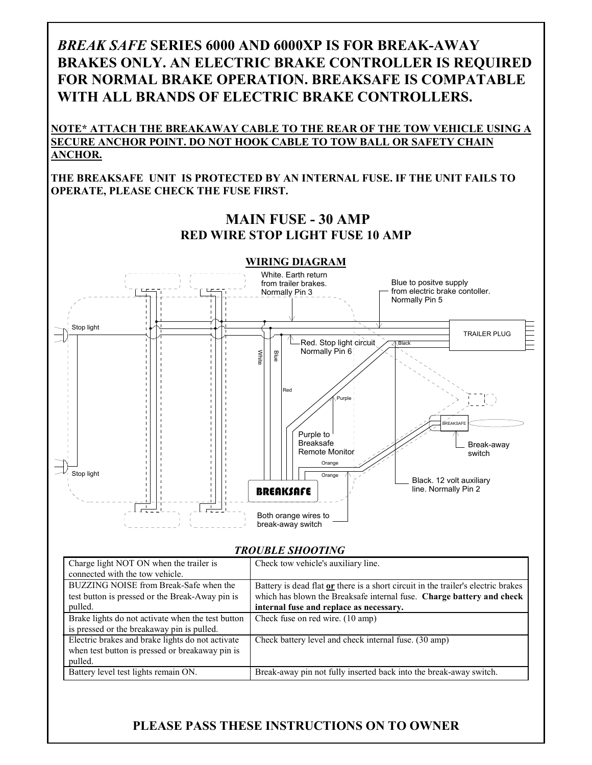# *BREAK SAFE* SERIES 6000 AND 6000XP IS FOR BREAK-AWAY BRAKES ONLY. AN ELECTRIC BRAKE CONTROLLER IS REQUIRED FOR NORMAL BRAKE OPERATION. BREAKSAFE IS COMPATABLE WITH ALL BRANDS OF ELECTRIC BRAKE CONTROLLERS.

**NOTE* ATTACH THE BREAKAWAY CABLE TO THE REAR OF THE TOW VEHICLE USING A SECURE ANCHOR POINT. DO NOT HOOK CABLE TO TOW BALL OR SAFETY CHAIN ANCHOR.**

**THE BREAKSAFE UNIT IS PROTECTED BY AN INTERNAL FUSE. IF THE UNIT FAILS TO OPERATE, PLEASE CHECK THE FUSE FIRST.**

## MAIN FUSE - 30 AMP

### RED WIRE STOP LIGHT FUSE 10 AMP

### WIRING DIAGRAM

White. Earth return from trailer brakes. Normally Pin 3

Blue to positve supply from electric brake contoller. Normally Pin 5

Stop light

TRAILER PLUG

Red. Stop light circuit Normally Pin 6

Black

White

Blue

Red

Purple

BREAKSAFE

Purple to Breaksafe Remote Monitor

Break-away switch

Orange

Orange

Stop light

BREAKSAFE

Black. 12 volt auxiliary line. Normally Pin 2

Both orange wires to break-away switch

### *TROUBLE SHOOTING*

| | |
|---|---|
| Charge light NOT ON when the trailer is connected with the tow vehicle. | Check tow vehicle's auxiliary line. |
| BUZZING NOISE from Break-Safe when the test button is pressed or the Break-Away pin is pulled. | Battery is dead flat **or** there is a short circuit in the trailer's electric brakes which has blown the Breaksafe internal fuse. **Charge battery and check internal fuse and replace as necessary.** |
| Brake lights do not activate when the test button is pressed or the breakaway pin is pulled. | Check fuse on red wire. (10 amp) |
| Electric brakes and brake lights do not activate when test button is pressed or breakaway pin is pulled. | Check battery level and check internal fuse. (30 amp) |
| Battery level test lights remain ON. | Break-away pin not fully inserted back into the break-away switch. |

**PLEASE PASS THESE INSTRUCTIONS ON TO OWNER**